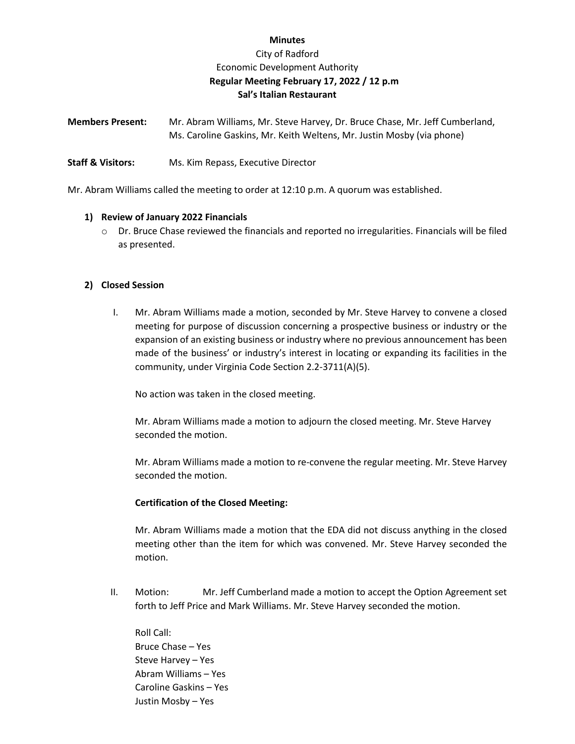**Minutes**

City of Radford

Economic Development Authority

**Regular Meeting February 17, 2022 / 12 p.m**

**Sal's Italian Restaurant**

**Members Present:** Mr. Abram Williams, Mr. Steve Harvey, Dr. Bruce Chase, Mr. Jeff Cumberland, Ms. Caroline Gaskins, Mr. Keith Weltens, Mr. Justin Mosby (via phone)

**Staff & Visitors:** Ms. Kim Repass, Executive Director

Mr. Abram Williams called the meeting to order at 12:10 p.m. A quorum was established.

**1) Review of January 2022 Financials**

- Dr. Bruce Chase reviewed the financials and reported no irregularities. Financials will be filed as presented.

**2) Closed Session**

I. Mr. Abram Williams made a motion, seconded by Mr. Steve Harvey to convene a closed meeting for purpose of discussion concerning a prospective business or industry or the expansion of an existing business or industry where no previous announcement has been made of the business' or industry's interest in locating or expanding its facilities in the community, under Virginia Code Section 2.2-3711(A)(5).

No action was taken in the closed meeting.

Mr. Abram Williams made a motion to adjourn the closed meeting. Mr. Steve Harvey seconded the motion.

Mr. Abram Williams made a motion to re-convene the regular meeting. Mr. Steve Harvey seconded the motion.

**Certification of the Closed Meeting:**

Mr. Abram Williams made a motion that the EDA did not discuss anything in the closed meeting other than the item for which was convened. Mr. Steve Harvey seconded the motion.

II. Motion: Mr. Jeff Cumberland made a motion to accept the Option Agreement set forth to Jeff Price and Mark Williams. Mr. Steve Harvey seconded the motion.

Roll Call:
Bruce Chase – Yes
Steve Harvey – Yes
Abram Williams – Yes
Caroline Gaskins – Yes
Justin Mosby – Yes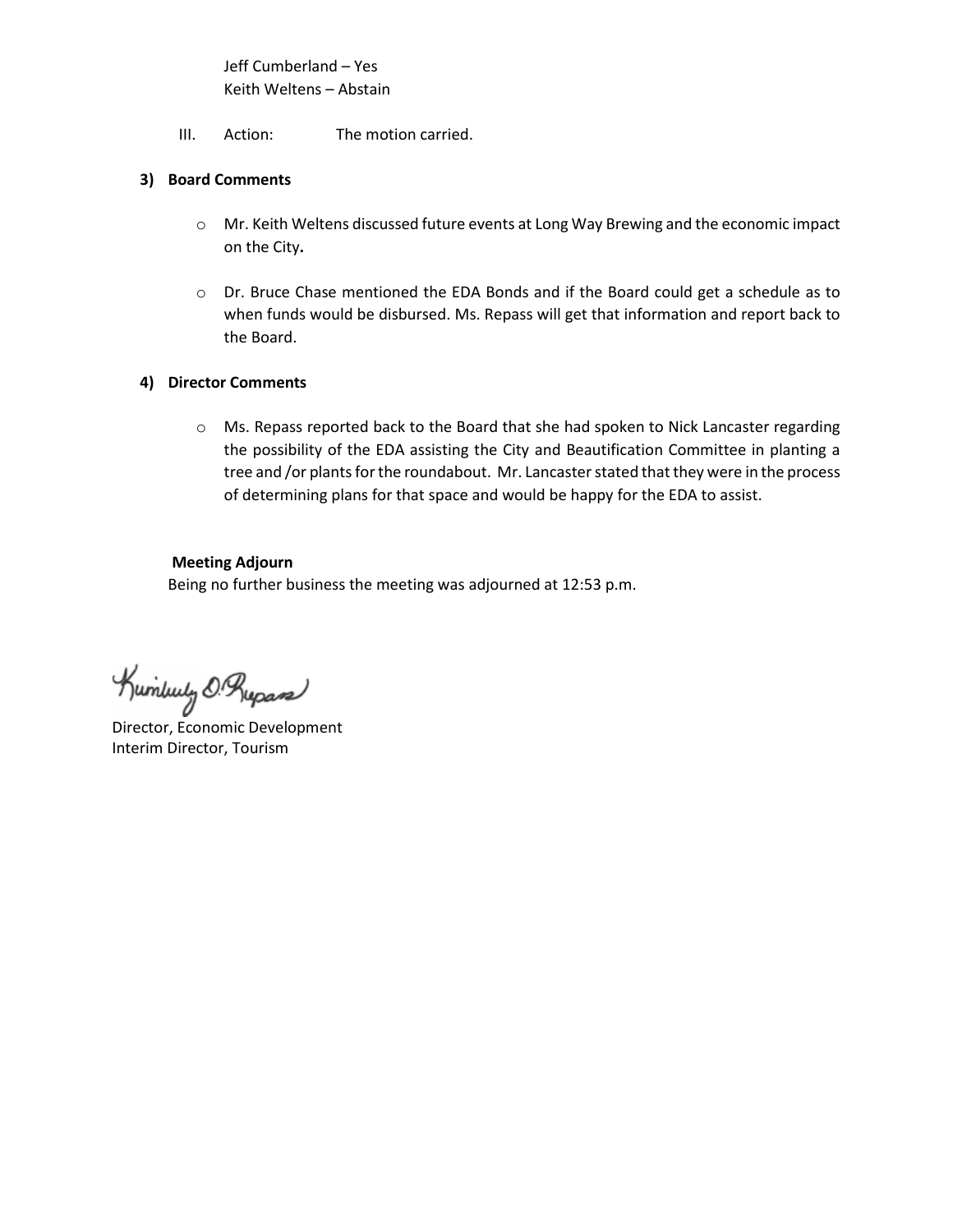Jeff Cumberland – Yes
Keith Weltens – Abstain

III. Action: The motion carried.

**3) Board Comments**

- Mr. Keith Weltens discussed future events at Long Way Brewing and the economic impact on the City**.**

- Dr. Bruce Chase mentioned the EDA Bonds and if the Board could get a schedule as to when funds would be disbursed. Ms. Repass will get that information and report back to the Board.

**4) Director Comments**

- Ms. Repass reported back to the Board that she had spoken to Nick Lancaster regarding the possibility of the EDA assisting the City and Beautification Committee in planting a tree and /or plants for the roundabout. Mr. Lancaster stated that they were in the process of determining plans for that space and would be happy for the EDA to assist.

**Meeting Adjourn**

Being no further business the meeting was adjourned at 12:53 p.m.

Kimberly D. Repass

Director, Economic Development
Interim Director, Tourism